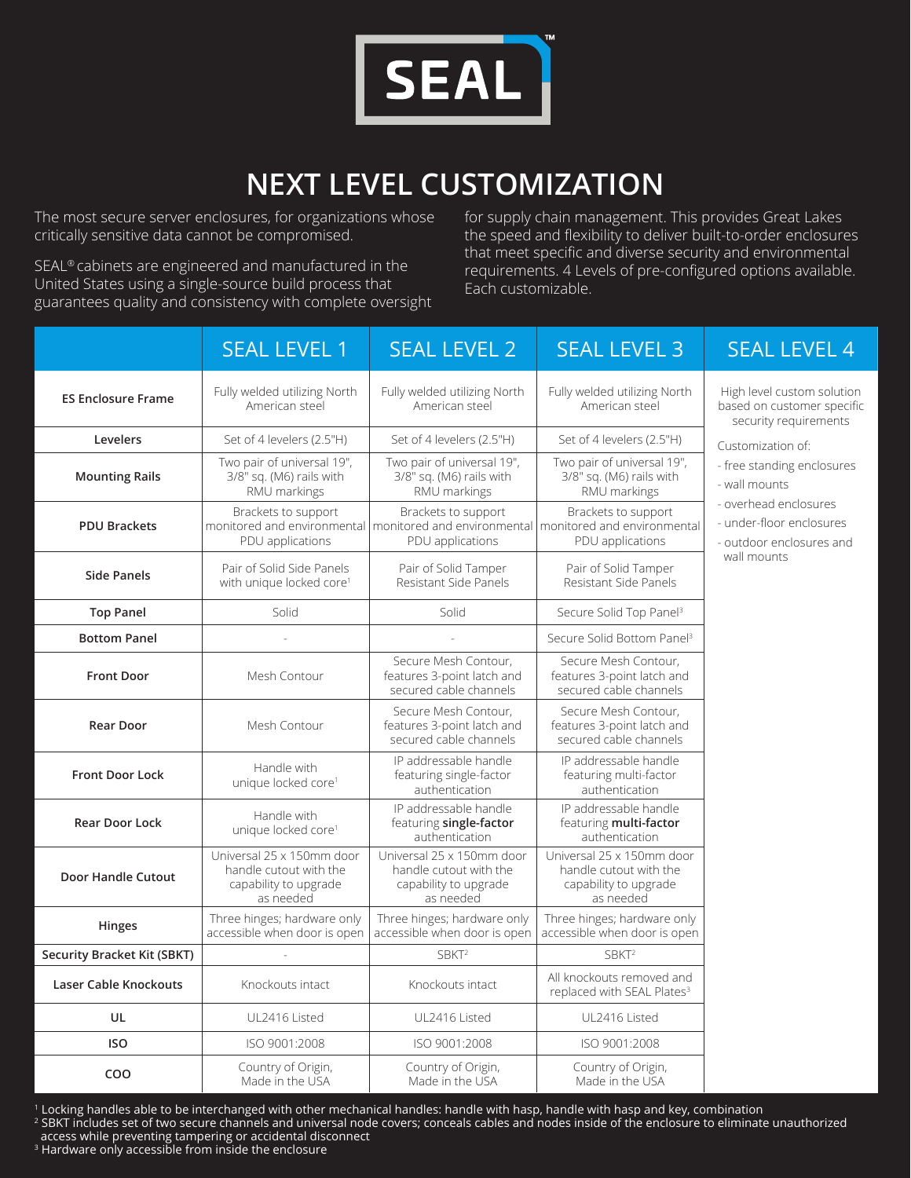SEAL™

# NEXT LEVEL CUSTOMIZATION

The most secure server enclosures, for organizations whose critically sensitive data cannot be compromised.

SEAL® cabinets are engineered and manufactured in the United States using a single-source build process that guarantees quality and consistency with complete oversight for supply chain management. This provides Great Lakes the speed and flexibility to deliver built-to-order enclosures that meet specific and diverse security and environmental requirements. 4 Levels of pre-configured options available. Each customizable.

| | SEAL LEVEL 1 | SEAL LEVEL 2 | SEAL LEVEL 3 | SEAL LEVEL 4 |
|---|---|---|---|---|
| **ES Enclosure Frame** | Fully welded utilizing North American steel | Fully welded utilizing North American steel | Fully welded utilizing North American steel | High level custom solution based on customer specific security requirements<br><br>Customization of:<br>- free standing enclosures<br>- wall mounts<br>- overhead enclosures<br>- under-floor enclosures<br>- outdoor enclosures and wall mounts |
| **Levelers** | Set of 4 levelers (2.5"H) | Set of 4 levelers (2.5"H) | Set of 4 levelers (2.5"H) | |
| **Mounting Rails** | Two pair of universal 19", 3/8" sq. (M6) rails with RMU markings | Two pair of universal 19", 3/8" sq. (M6) rails with RMU markings | Two pair of universal 19", 3/8" sq. (M6) rails with RMU markings | |
| **PDU Brackets** | Brackets to support monitored and environmental PDU applications | Brackets to support monitored and environmental PDU applications | Brackets to support monitored and environmental PDU applications | |
| **Side Panels** | Pair of Solid Side Panels with unique locked core[1] | Pair of Solid Tamper Resistant Side Panels | Pair of Solid Tamper Resistant Side Panels | |
| **Top Panel** | Solid | Solid | Secure Solid Top Panel[3] | |
| **Bottom Panel** | - | - | Secure Solid Bottom Panel[3] | |
| **Front Door** | Mesh Contour | Secure Mesh Contour, features 3-point latch and secured cable channels | Secure Mesh Contour, features 3-point latch and secured cable channels | |
| **Rear Door** | Mesh Contour | Secure Mesh Contour, features 3-point latch and secured cable channels | Secure Mesh Contour, features 3-point latch and secured cable channels | |
| **Front Door Lock** | Handle with unique locked core[1] | IP addressable handle featuring single-factor authentication | IP addressable handle featuring multi-factor authentication | |
| **Rear Door Lock** | Handle with unique locked core[1] | IP addressable handle featuring **single-factor** authentication | IP addressable handle featuring **multi-factor** authentication | |
| **Door Handle Cutout** | Universal 25 x 150mm door handle cutout with the capability to upgrade as needed | Universal 25 x 150mm door handle cutout with the capability to upgrade as needed | Universal 25 x 150mm door handle cutout with the capability to upgrade as needed | |
| **Hinges** | Three hinges; hardware only accessible when door is open | Three hinges; hardware only accessible when door is open | Three hinges; hardware only accessible when door is open | |
| **Security Bracket Kit (SBKT)** | - | SBKT[2] | SBKT[2] | |
| **Laser Cable Knockouts** | Knockouts intact | Knockouts intact | All knockouts removed and replaced with SEAL Plates[3] | |
| **UL** | UL2416 Listed | UL2416 Listed | UL2416 Listed | |
| **ISO** | ISO 9001:2008 | ISO 9001:2008 | ISO 9001:2008 | |
| **COO** | Country of Origin, Made in the USA | Country of Origin, Made in the USA | Country of Origin, Made in the USA | |

[1] Locking handles able to be interchanged with other mechanical handles: handle with hasp, handle with hasp and key, combination

[2] SBKT includes set of two secure channels and universal node covers; conceals cables and nodes inside of the enclosure to eliminate unauthorized access while preventing tampering or accidental disconnect

[3] Hardware only accessible from inside the enclosure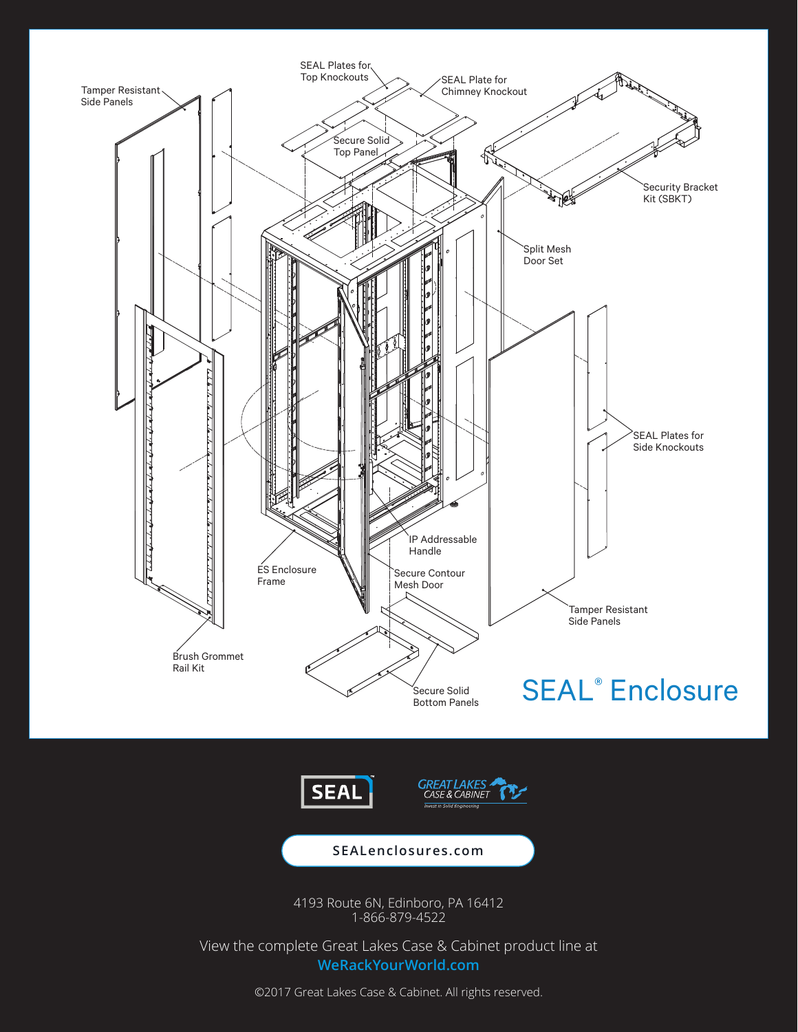SEAL Plates for Top Knockouts

SEAL Plate for Chimney Knockout

Tamper Resistant Side Panels

Secure Solid Top Panel

Security Bracket Kit (SBKT)

Split Mesh Door Set

SEAL Plates for Side Knockouts

IP Addressable Handle

ES Enclosure Frame

Secure Contour Mesh Door

Tamper Resistant Side Panels

Brush Grommet Rail Kit

Secure Solid Bottom Panels

# SEAL® Enclosure

SEAL™

GREAT LAKES CASE & CABINET

Invest in Solid Engineering

SEALenclosures.com

4193 Route 6N, Edinboro, PA 16412
1-866-879-4522

View the complete Great Lakes Case & Cabinet product line at
**WeRackYourWorld.com**

©2017 Great Lakes Case & Cabinet. All rights reserved.